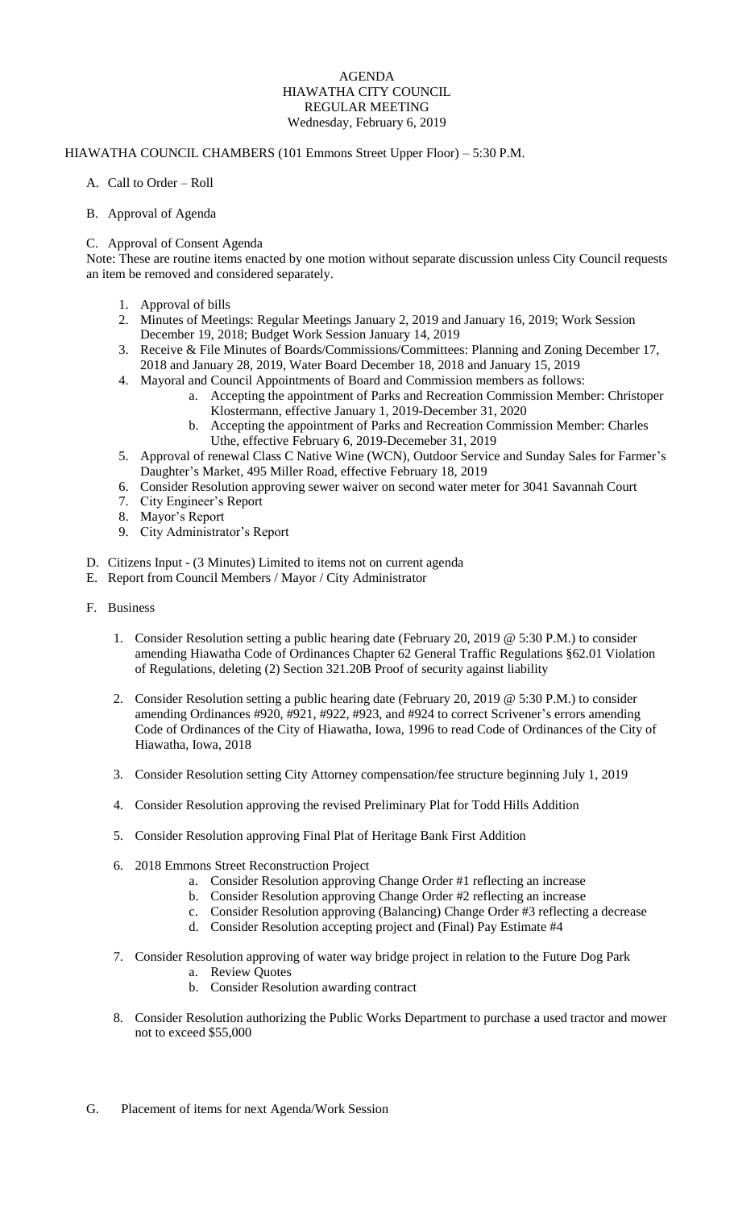# AGENDA
## HIAWATHA CITY COUNCIL
## REGULAR MEETING
### Wednesday, February 6, 2019

HIAWATHA COUNCIL CHAMBERS (101 Emmons Street Upper Floor) – 5:30 P.M.

A. Call to Order – Roll

B. Approval of Agenda

C. Approval of Consent Agenda

Note: These are routine items enacted by one motion without separate discussion unless City Council requests an item be removed and considered separately.

1. Approval of bills
2. Minutes of Meetings: Regular Meetings January 2, 2019 and January 16, 2019; Work Session December 19, 2018; Budget Work Session January 14, 2019
3. Receive & File Minutes of Boards/Commissions/Committees: Planning and Zoning December 17, 2018 and January 28, 2019, Water Board December 18, 2018 and January 15, 2019
4. Mayoral and Council Appointments of Board and Commission members as follows:
    a. Accepting the appointment of Parks and Recreation Commission Member: Christopher Klostermann, effective January 1, 2019-December 31, 2020
    b. Accepting the appointment of Parks and Recreation Commission Member: Charles Uthe, effective February 6, 2019-Decemeber 31, 2019
5. Approval of renewal Class C Native Wine (WCN), Outdoor Service and Sunday Sales for Farmer's Daughter's Market, 495 Miller Road, effective February 18, 2019
6. Consider Resolution approving sewer waiver on second water meter for 3041 Savannah Court
7. City Engineer's Report
8. Mayor's Report
9. City Administrator's Report

D. Citizens Input - (3 Minutes) Limited to items not on current agenda

E. Report from Council Members / Mayor / City Administrator

F. Business

1. Consider Resolution setting a public hearing date (February 20, 2019 @ 5:30 P.M.) to consider amending Hiawatha Code of Ordinances Chapter 62 General Traffic Regulations §62.01 Violation of Regulations, deleting (2) Section 321.20B Proof of security against liability

2. Consider Resolution setting a public hearing date (February 20, 2019 @ 5:30 P.M.) to consider amending Ordinances #920, #921, #922, #923, and #924 to correct Scrivener's errors amending Code of Ordinances of the City of Hiawatha, Iowa, 1996 to read Code of Ordinances of the City of Hiawatha, Iowa, 2018

3. Consider Resolution setting City Attorney compensation/fee structure beginning July 1, 2019

4. Consider Resolution approving the revised Preliminary Plat for Todd Hills Addition

5. Consider Resolution approving Final Plat of Heritage Bank First Addition

6. 2018 Emmons Street Reconstruction Project
    a. Consider Resolution approving Change Order #1 reflecting an increase
    b. Consider Resolution approving Change Order #2 reflecting an increase
    c. Consider Resolution approving (Balancing) Change Order #3 reflecting a decrease
    d. Consider Resolution accepting project and (Final) Pay Estimate #4

7. Consider Resolution approving of water way bridge project in relation to the Future Dog Park
    a. Review Quotes
    b. Consider Resolution awarding contract

8. Consider Resolution authorizing the Public Works Department to purchase a used tractor and mower not to exceed $55,000

G. Placement of items for next Agenda/Work Session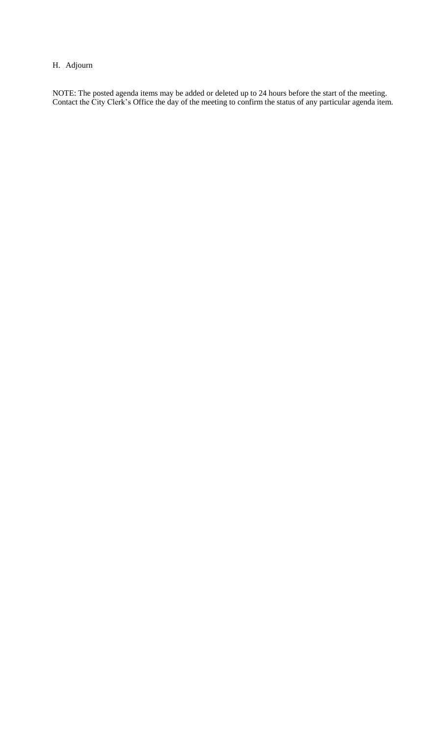H. Adjourn

NOTE: The posted agenda items may be added or deleted up to 24 hours before the start of the meeting. Contact the City Clerk's Office the day of the meeting to confirm the status of any particular agenda item.